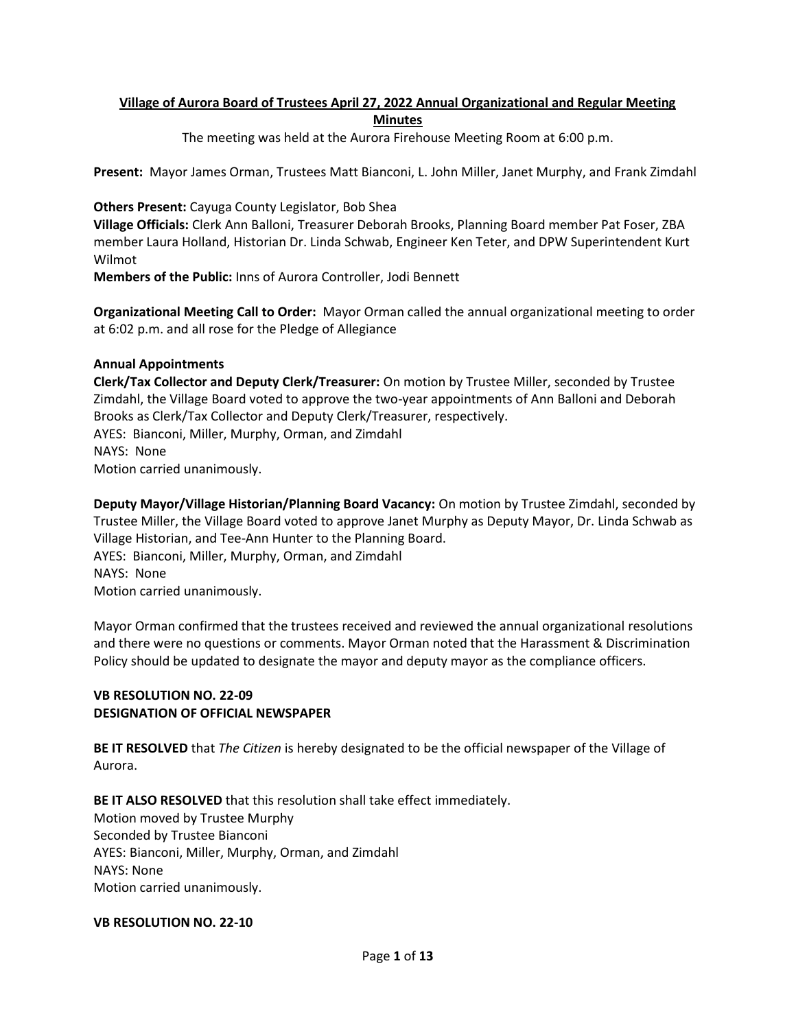# Village of Aurora Board of Trustees April 27, 2022 Annual Organizational and Regular Meeting Minutes

The meeting was held at the Aurora Firehouse Meeting Room at 6:00 p.m.

**Present:** Mayor James Orman, Trustees Matt Bianconi, L. John Miller, Janet Murphy, and Frank Zimdahl

**Others Present:** Cayuga County Legislator, Bob Shea
**Village Officials:** Clerk Ann Balloni, Treasurer Deborah Brooks, Planning Board member Pat Foser, ZBA member Laura Holland, Historian Dr. Linda Schwab, Engineer Ken Teter, and DPW Superintendent Kurt Wilmot
**Members of the Public:** Inns of Aurora Controller, Jodi Bennett

**Organizational Meeting Call to Order:** Mayor Orman called the annual organizational meeting to order at 6:02 p.m. and all rose for the Pledge of Allegiance

**Annual Appointments**
**Clerk/Tax Collector and Deputy Clerk/Treasurer:** On motion by Trustee Miller, seconded by Trustee Zimdahl, the Village Board voted to approve the two-year appointments of Ann Balloni and Deborah Brooks as Clerk/Tax Collector and Deputy Clerk/Treasurer, respectively.
AYES: Bianconi, Miller, Murphy, Orman, and Zimdahl
NAYS: None
Motion carried unanimously.

**Deputy Mayor/Village Historian/Planning Board Vacancy:** On motion by Trustee Zimdahl, seconded by Trustee Miller, the Village Board voted to approve Janet Murphy as Deputy Mayor, Dr. Linda Schwab as Village Historian, and Tee-Ann Hunter to the Planning Board.
AYES: Bianconi, Miller, Murphy, Orman, and Zimdahl
NAYS: None
Motion carried unanimously.

Mayor Orman confirmed that the trustees received and reviewed the annual organizational resolutions and there were no questions or comments. Mayor Orman noted that the Harassment & Discrimination Policy should be updated to designate the mayor and deputy mayor as the compliance officers.

**VB RESOLUTION NO. 22-09**
**DESIGNATION OF OFFICIAL NEWSPAPER**

**BE IT RESOLVED** that *The Citizen* is hereby designated to be the official newspaper of the Village of Aurora.

**BE IT ALSO RESOLVED** that this resolution shall take effect immediately.
Motion moved by Trustee Murphy
Seconded by Trustee Bianconi
AYES: Bianconi, Miller, Murphy, Orman, and Zimdahl
NAYS: None
Motion carried unanimously.

**VB RESOLUTION NO. 22-10**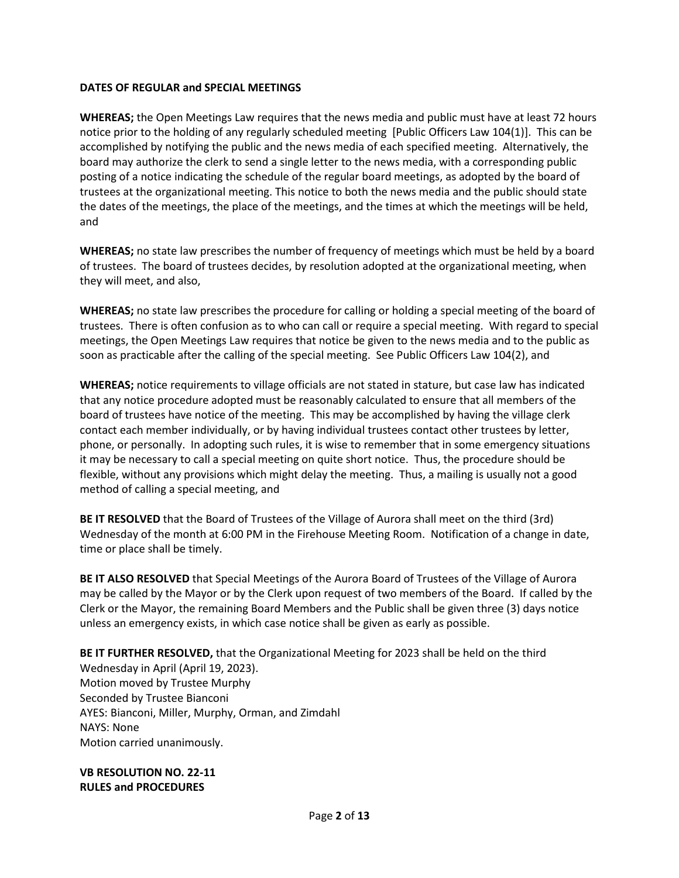**DATES OF REGULAR and SPECIAL MEETINGS**

**WHEREAS;** the Open Meetings Law requires that the news media and public must have at least 72 hours notice prior to the holding of any regularly scheduled meeting [Public Officers Law 104(1)]. This can be accomplished by notifying the public and the news media of each specified meeting. Alternatively, the board may authorize the clerk to send a single letter to the news media, with a corresponding public posting of a notice indicating the schedule of the regular board meetings, as adopted by the board of trustees at the organizational meeting. This notice to both the news media and the public should state the dates of the meetings, the place of the meetings, and the times at which the meetings will be held, and

**WHEREAS;** no state law prescribes the number of frequency of meetings which must be held by a board of trustees. The board of trustees decides, by resolution adopted at the organizational meeting, when they will meet, and also,

**WHEREAS;** no state law prescribes the procedure for calling or holding a special meeting of the board of trustees. There is often confusion as to who can call or require a special meeting. With regard to special meetings, the Open Meetings Law requires that notice be given to the news media and to the public as soon as practicable after the calling of the special meeting. See Public Officers Law 104(2), and

**WHEREAS;** notice requirements to village officials are not stated in stature, but case law has indicated that any notice procedure adopted must be reasonably calculated to ensure that all members of the board of trustees have notice of the meeting. This may be accomplished by having the village clerk contact each member individually, or by having individual trustees contact other trustees by letter, phone, or personally. In adopting such rules, it is wise to remember that in some emergency situations it may be necessary to call a special meeting on quite short notice. Thus, the procedure should be flexible, without any provisions which might delay the meeting. Thus, a mailing is usually not a good method of calling a special meeting, and

**BE IT RESOLVED** that the Board of Trustees of the Village of Aurora shall meet on the third (3rd) Wednesday of the month at 6:00 PM in the Firehouse Meeting Room. Notification of a change in date, time or place shall be timely.

**BE IT ALSO RESOLVED** that Special Meetings of the Aurora Board of Trustees of the Village of Aurora may be called by the Mayor or by the Clerk upon request of two members of the Board. If called by the Clerk or the Mayor, the remaining Board Members and the Public shall be given three (3) days notice unless an emergency exists, in which case notice shall be given as early as possible.

**BE IT FURTHER RESOLVED,** that the Organizational Meeting for 2023 shall be held on the third Wednesday in April (April 19, 2023).
Motion moved by Trustee Murphy
Seconded by Trustee Bianconi
AYES: Bianconi, Miller, Murphy, Orman, and Zimdahl
NAYS: None
Motion carried unanimously.

**VB RESOLUTION NO. 22-11**
**RULES and PROCEDURES**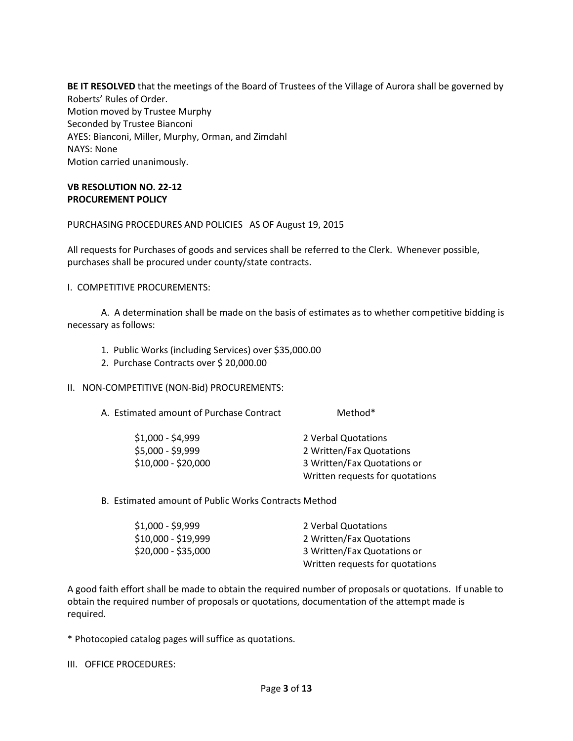**BE IT RESOLVED** that the meetings of the Board of Trustees of the Village of Aurora shall be governed by Roberts' Rules of Order.
Motion moved by Trustee Murphy
Seconded by Trustee Bianconi
AYES: Bianconi, Miller, Murphy, Orman, and Zimdahl
NAYS: None
Motion carried unanimously.

**VB RESOLUTION NO. 22-12**
**PROCUREMENT POLICY**

PURCHASING PROCEDURES AND POLICIES AS OF August 19, 2015

All requests for Purchases of goods and services shall be referred to the Clerk. Whenever possible, purchases shall be procured under county/state contracts.

I. COMPETITIVE PROCUREMENTS:

A. A determination shall be made on the basis of estimates as to whether competitive bidding is necessary as follows:

1. Public Works (including Services) over $35,000.00
2. Purchase Contracts over $ 20,000.00

II. NON-COMPETITIVE (NON-Bid) PROCUREMENTS:

A. Estimated amount of Purchase Contract

| Estimated amount of Purchase Contract | Method* |
|---|---|
| $1,000 - $4,999 | 2 Verbal Quotations |
| $5,000 - $9,999 | 2 Written/Fax Quotations |
| $10,000 - $20,000 | 3 Written/Fax Quotations or Written requests for quotations |

B. Estimated amount of Public Works Contracts Method

| Estimated amount of Public Works Contracts | Method |
|---|---|
| $1,000 - $9,999 | 2 Verbal Quotations |
| $10,000 - $19,999 | 2 Written/Fax Quotations |
| $20,000 - $35,000 | 3 Written/Fax Quotations or Written requests for quotations |

A good faith effort shall be made to obtain the required number of proposals or quotations. If unable to obtain the required number of proposals or quotations, documentation of the attempt made is required.

* Photocopied catalog pages will suffice as quotations.

III. OFFICE PROCEDURES: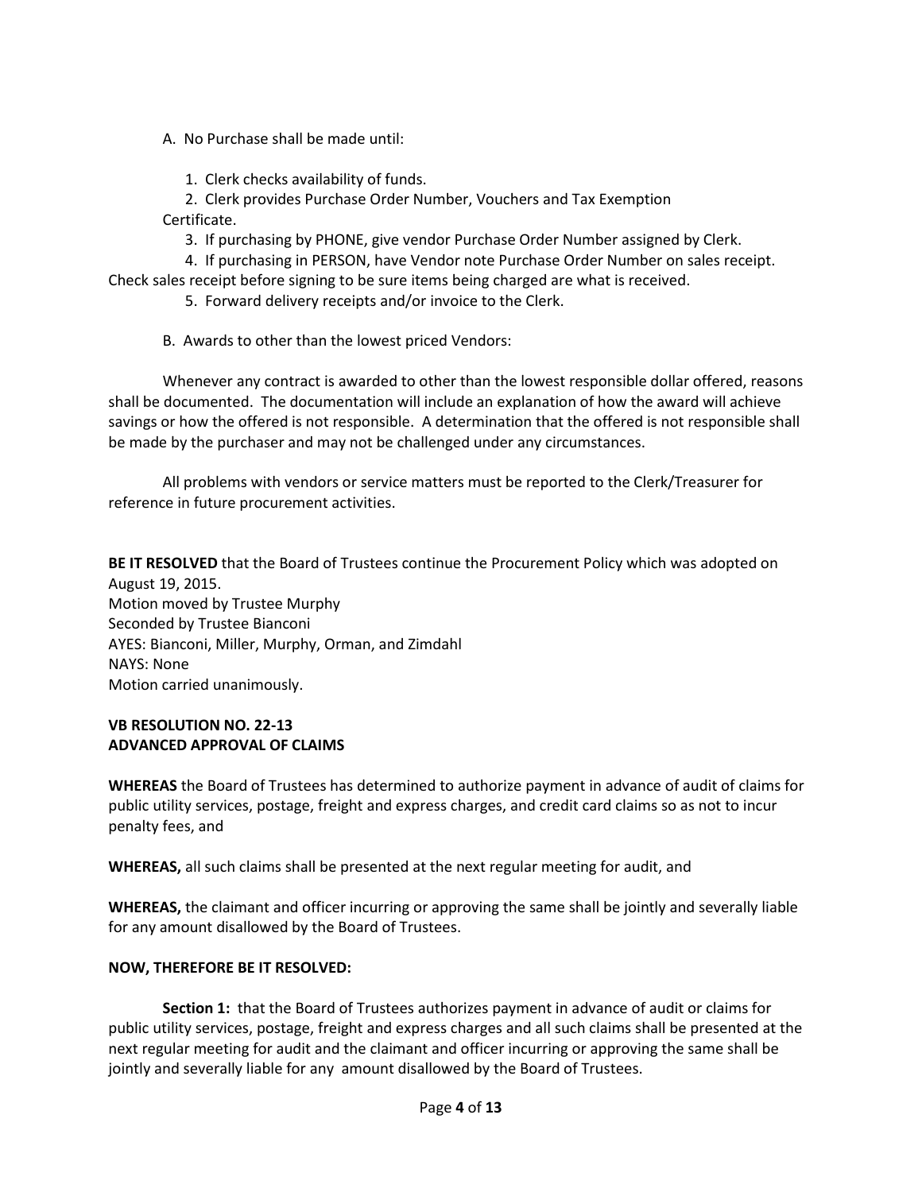A. No Purchase shall be made until:

1. Clerk checks availability of funds.
2. Clerk provides Purchase Order Number, Vouchers and Tax Exemption Certificate.
3. If purchasing by PHONE, give vendor Purchase Order Number assigned by Clerk.
4. If purchasing in PERSON, have Vendor note Purchase Order Number on sales receipt. Check sales receipt before signing to be sure items being charged are what is received.
5. Forward delivery receipts and/or invoice to the Clerk.

B. Awards to other than the lowest priced Vendors:

Whenever any contract is awarded to other than the lowest responsible dollar offered, reasons shall be documented. The documentation will include an explanation of how the award will achieve savings or how the offered is not responsible. A determination that the offered is not responsible shall be made by the purchaser and may not be challenged under any circumstances.

All problems with vendors or service matters must be reported to the Clerk/Treasurer for reference in future procurement activities.

**BE IT RESOLVED** that the Board of Trustees continue the Procurement Policy which was adopted on August 19, 2015.
Motion moved by Trustee Murphy
Seconded by Trustee Bianconi
AYES: Bianconi, Miller, Murphy, Orman, and Zimdahl
NAYS: None
Motion carried unanimously.

**VB RESOLUTION NO. 22-13**
**ADVANCED APPROVAL OF CLAIMS**

**WHEREAS** the Board of Trustees has determined to authorize payment in advance of audit of claims for public utility services, postage, freight and express charges, and credit card claims so as not to incur penalty fees, and

**WHEREAS,** all such claims shall be presented at the next regular meeting for audit, and

**WHEREAS,** the claimant and officer incurring or approving the same shall be jointly and severally liable for any amount disallowed by the Board of Trustees.

**NOW, THEREFORE BE IT RESOLVED:**

**Section 1:** that the Board of Trustees authorizes payment in advance of audit or claims for public utility services, postage, freight and express charges and all such claims shall be presented at the next regular meeting for audit and the claimant and officer incurring or approving the same shall be jointly and severally liable for any amount disallowed by the Board of Trustees.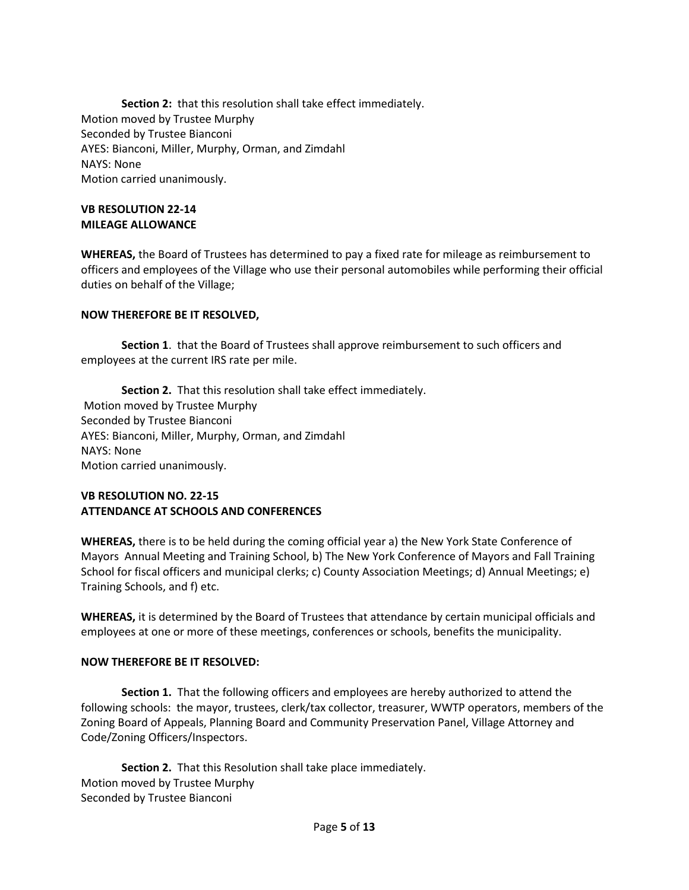**Section 2:** that this resolution shall take effect immediately.
Motion moved by Trustee Murphy
Seconded by Trustee Bianconi
AYES: Bianconi, Miller, Murphy, Orman, and Zimdahl
NAYS: None
Motion carried unanimously.

**VB RESOLUTION 22-14**
**MILEAGE ALLOWANCE**

**WHEREAS,** the Board of Trustees has determined to pay a fixed rate for mileage as reimbursement to officers and employees of the Village who use their personal automobiles while performing their official duties on behalf of the Village;

**NOW THEREFORE BE IT RESOLVED,**

**Section 1**. that the Board of Trustees shall approve reimbursement to such officers and employees at the current IRS rate per mile.

**Section 2.** That this resolution shall take effect immediately.
Motion moved by Trustee Murphy
Seconded by Trustee Bianconi
AYES: Bianconi, Miller, Murphy, Orman, and Zimdahl
NAYS: None
Motion carried unanimously.

**VB RESOLUTION NO. 22-15**
**ATTENDANCE AT SCHOOLS AND CONFERENCES**

**WHEREAS,** there is to be held during the coming official year a) the New York State Conference of Mayors Annual Meeting and Training School, b) The New York Conference of Mayors and Fall Training School for fiscal officers and municipal clerks; c) County Association Meetings; d) Annual Meetings; e) Training Schools, and f) etc.

**WHEREAS,** it is determined by the Board of Trustees that attendance by certain municipal officials and employees at one or more of these meetings, conferences or schools, benefits the municipality.

**NOW THEREFORE BE IT RESOLVED:**

**Section 1.** That the following officers and employees are hereby authorized to attend the following schools: the mayor, trustees, clerk/tax collector, treasurer, WWTP operators, members of the Zoning Board of Appeals, Planning Board and Community Preservation Panel, Village Attorney and Code/Zoning Officers/Inspectors.

**Section 2.** That this Resolution shall take place immediately.
Motion moved by Trustee Murphy
Seconded by Trustee Bianconi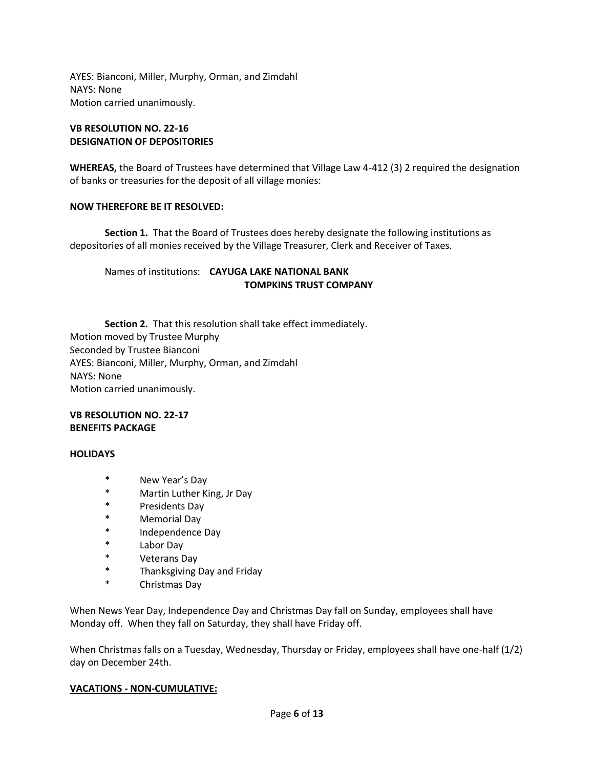AYES: Bianconi, Miller, Murphy, Orman, and Zimdahl
NAYS: None
Motion carried unanimously.

**VB RESOLUTION NO. 22-16**
**DESIGNATION OF DEPOSITORIES**

**WHEREAS,** the Board of Trustees have determined that Village Law 4-412 (3) 2 required the designation of banks or treasuries for the deposit of all village monies:

**NOW THEREFORE BE IT RESOLVED:**

**Section 1.** That the Board of Trustees does hereby designate the following institutions as depositories of all monies received by the Village Treasurer, Clerk and Receiver of Taxes.

Names of institutions: **CAYUGA LAKE NATIONAL BANK**
**TOMPKINS TRUST COMPANY**

**Section 2.** That this resolution shall take effect immediately.
Motion moved by Trustee Murphy
Seconded by Trustee Bianconi
AYES: Bianconi, Miller, Murphy, Orman, and Zimdahl
NAYS: None
Motion carried unanimously.

**VB RESOLUTION NO. 22-17**
**BENEFITS PACKAGE**

**HOLIDAYS**

* New Year's Day
* Martin Luther King, Jr Day
* Presidents Day
* Memorial Day
* Independence Day
* Labor Day
* Veterans Day
* Thanksgiving Day and Friday
* Christmas Day

When News Year Day, Independence Day and Christmas Day fall on Sunday, employees shall have Monday off. When they fall on Saturday, they shall have Friday off.

When Christmas falls on a Tuesday, Wednesday, Thursday or Friday, employees shall have one-half (1/2) day on December 24th.

**VACATIONS - NON-CUMULATIVE:**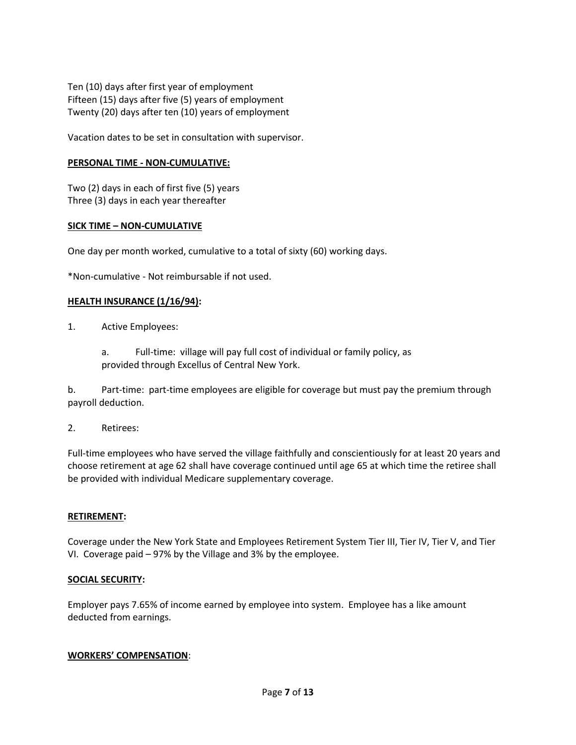Ten (10) days after first year of employment
Fifteen (15) days after five (5) years of employment
Twenty (20) days after ten (10) years of employment

Vacation dates to be set in consultation with supervisor.

**PERSONAL TIME - NON-CUMULATIVE:**

Two (2) days in each of first five (5) years
Three (3) days in each year thereafter

**SICK TIME – NON-CUMULATIVE**

One day per month worked, cumulative to a total of sixty (60) working days.

*Non-cumulative - Not reimbursable if not used.

**HEALTH INSURANCE (1/16/94):**

1. Active Employees:

   a. Full-time: village will pay full cost of individual or family policy, as provided through Excellus of Central New York.

b. Part-time: part-time employees are eligible for coverage but must pay the premium through payroll deduction.

2. Retirees:

Full-time employees who have served the village faithfully and conscientiously for at least 20 years and choose retirement at age 62 shall have coverage continued until age 65 at which time the retiree shall be provided with individual Medicare supplementary coverage.

**RETIREMENT:**

Coverage under the New York State and Employees Retirement System Tier III, Tier IV, Tier V, and Tier VI. Coverage paid – 97% by the Village and 3% by the employee.

**SOCIAL SECURITY:**

Employer pays 7.65% of income earned by employee into system. Employee has a like amount deducted from earnings.

**WORKERS' COMPENSATION:**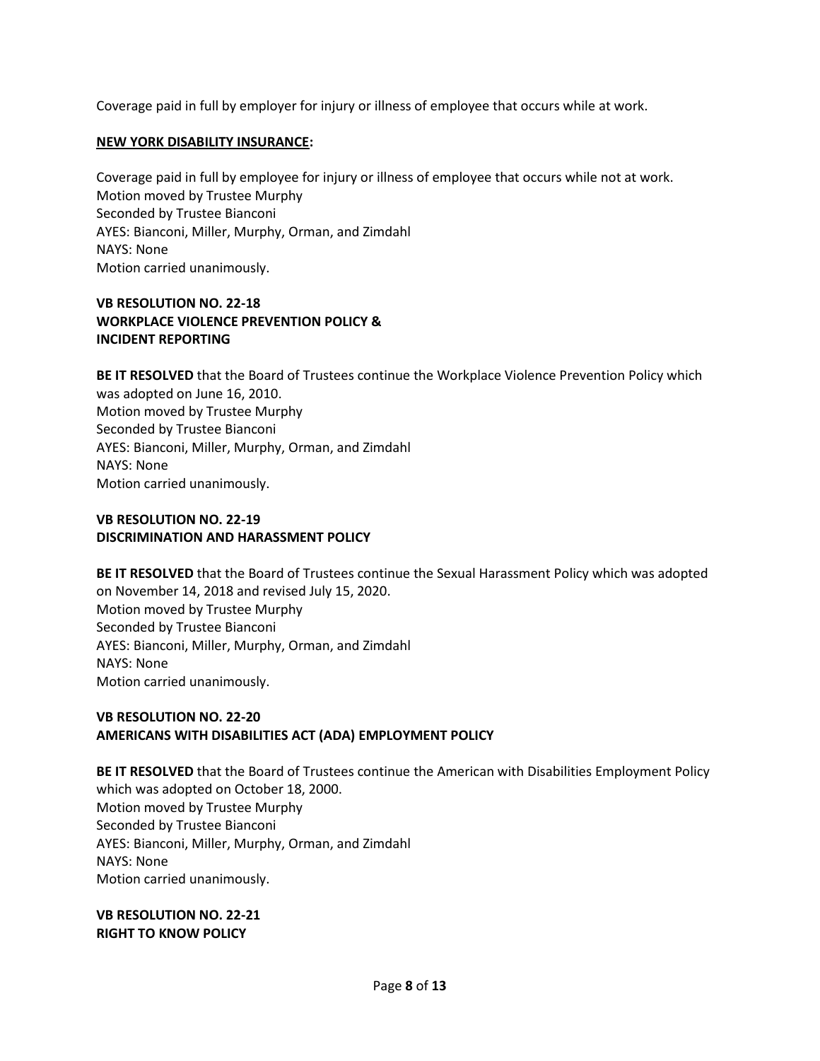Coverage paid in full by employer for injury or illness of employee that occurs while at work.

**NEW YORK DISABILITY INSURANCE:**

Coverage paid in full by employee for injury or illness of employee that occurs while not at work.
Motion moved by Trustee Murphy
Seconded by Trustee Bianconi
AYES: Bianconi, Miller, Murphy, Orman, and Zimdahl
NAYS: None
Motion carried unanimously.

**VB RESOLUTION NO. 22-18**
**WORKPLACE VIOLENCE PREVENTION POLICY &**
**INCIDENT REPORTING**

**BE IT RESOLVED** that the Board of Trustees continue the Workplace Violence Prevention Policy which was adopted on June 16, 2010.
Motion moved by Trustee Murphy
Seconded by Trustee Bianconi
AYES: Bianconi, Miller, Murphy, Orman, and Zimdahl
NAYS: None
Motion carried unanimously.

**VB RESOLUTION NO. 22-19**
**DISCRIMINATION AND HARASSMENT POLICY**

**BE IT RESOLVED** that the Board of Trustees continue the Sexual Harassment Policy which was adopted on November 14, 2018 and revised July 15, 2020.
Motion moved by Trustee Murphy
Seconded by Trustee Bianconi
AYES: Bianconi, Miller, Murphy, Orman, and Zimdahl
NAYS: None
Motion carried unanimously.

**VB RESOLUTION NO. 22-20**
**AMERICANS WITH DISABILITIES ACT (ADA) EMPLOYMENT POLICY**

**BE IT RESOLVED** that the Board of Trustees continue the American with Disabilities Employment Policy which was adopted on October 18, 2000.
Motion moved by Trustee Murphy
Seconded by Trustee Bianconi
AYES: Bianconi, Miller, Murphy, Orman, and Zimdahl
NAYS: None
Motion carried unanimously.

**VB RESOLUTION NO. 22-21**
**RIGHT TO KNOW POLICY**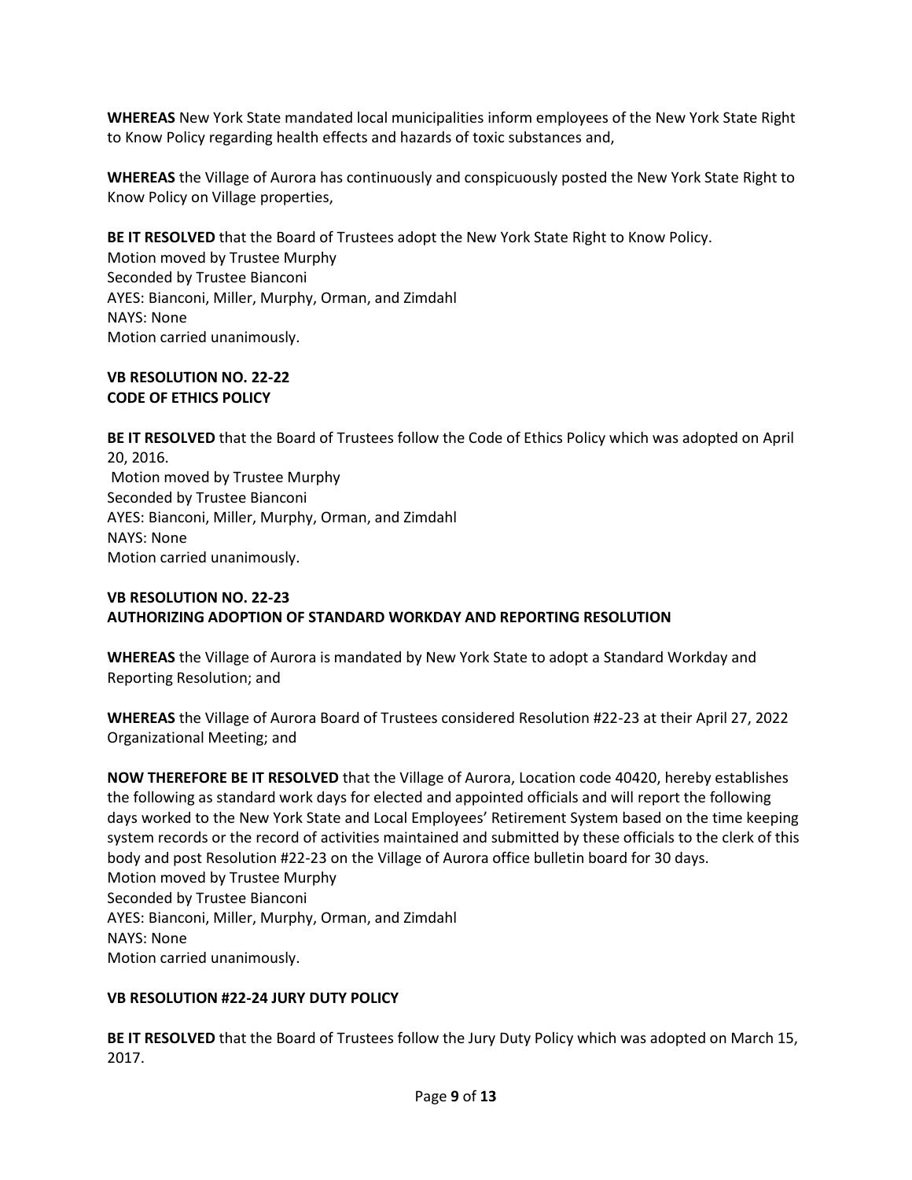**WHEREAS** New York State mandated local municipalities inform employees of the New York State Right to Know Policy regarding health effects and hazards of toxic substances and,

**WHEREAS** the Village of Aurora has continuously and conspicuously posted the New York State Right to Know Policy on Village properties,

**BE IT RESOLVED** that the Board of Trustees adopt the New York State Right to Know Policy.
Motion moved by Trustee Murphy
Seconded by Trustee Bianconi
AYES: Bianconi, Miller, Murphy, Orman, and Zimdahl
NAYS: None
Motion carried unanimously.

**VB RESOLUTION NO. 22-22**
**CODE OF ETHICS POLICY**

**BE IT RESOLVED** that the Board of Trustees follow the Code of Ethics Policy which was adopted on April 20, 2016.
Motion moved by Trustee Murphy
Seconded by Trustee Bianconi
AYES: Bianconi, Miller, Murphy, Orman, and Zimdahl
NAYS: None
Motion carried unanimously.

**VB RESOLUTION NO. 22-23**
**AUTHORIZING ADOPTION OF STANDARD WORKDAY AND REPORTING RESOLUTION**

**WHEREAS** the Village of Aurora is mandated by New York State to adopt a Standard Workday and Reporting Resolution; and

**WHEREAS** the Village of Aurora Board of Trustees considered Resolution #22-23 at their April 27, 2022 Organizational Meeting; and

**NOW THEREFORE BE IT RESOLVED** that the Village of Aurora, Location code 40420, hereby establishes the following as standard work days for elected and appointed officials and will report the following days worked to the New York State and Local Employees' Retirement System based on the time keeping system records or the record of activities maintained and submitted by these officials to the clerk of this body and post Resolution #22-23 on the Village of Aurora office bulletin board for 30 days.
Motion moved by Trustee Murphy
Seconded by Trustee Bianconi
AYES: Bianconi, Miller, Murphy, Orman, and Zimdahl
NAYS: None
Motion carried unanimously.

**VB RESOLUTION #22-24 JURY DUTY POLICY**

**BE IT RESOLVED** that the Board of Trustees follow the Jury Duty Policy which was adopted on March 15, 2017.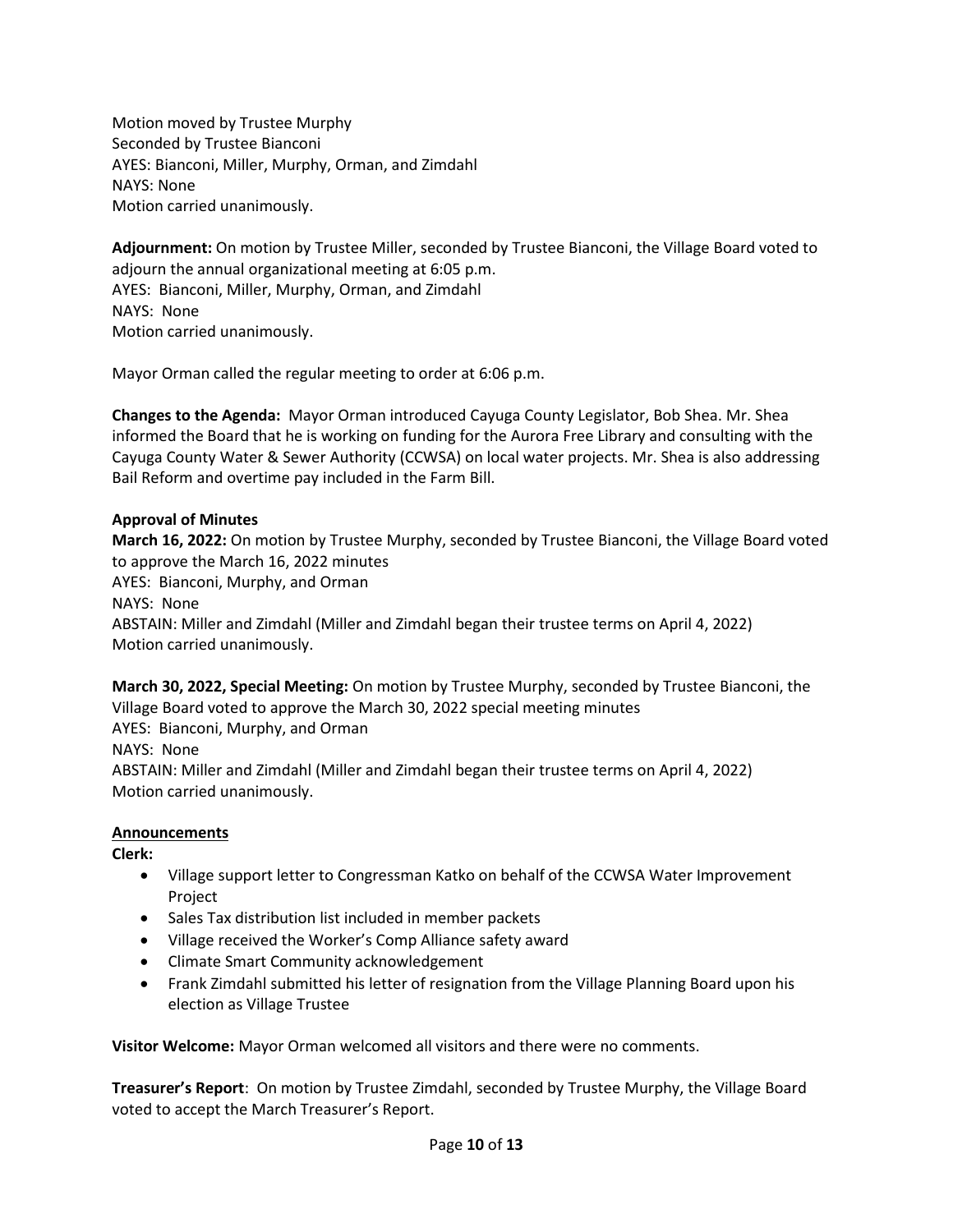Motion moved by Trustee Murphy
Seconded by Trustee Bianconi
AYES: Bianconi, Miller, Murphy, Orman, and Zimdahl
NAYS: None
Motion carried unanimously.

**Adjournment:** On motion by Trustee Miller, seconded by Trustee Bianconi, the Village Board voted to adjourn the annual organizational meeting at 6:05 p.m.
AYES: Bianconi, Miller, Murphy, Orman, and Zimdahl
NAYS: None
Motion carried unanimously.

Mayor Orman called the regular meeting to order at 6:06 p.m.

**Changes to the Agenda:** Mayor Orman introduced Cayuga County Legislator, Bob Shea. Mr. Shea informed the Board that he is working on funding for the Aurora Free Library and consulting with the Cayuga County Water & Sewer Authority (CCWSA) on local water projects. Mr. Shea is also addressing Bail Reform and overtime pay included in the Farm Bill.

**Approval of Minutes**

**March 16, 2022:** On motion by Trustee Murphy, seconded by Trustee Bianconi, the Village Board voted to approve the March 16, 2022 minutes
AYES: Bianconi, Murphy, and Orman
NAYS: None
ABSTAIN: Miller and Zimdahl (Miller and Zimdahl began their trustee terms on April 4, 2022)
Motion carried unanimously.

**March 30, 2022, Special Meeting:** On motion by Trustee Murphy, seconded by Trustee Bianconi, the Village Board voted to approve the March 30, 2022 special meeting minutes
AYES: Bianconi, Murphy, and Orman
NAYS: None
ABSTAIN: Miller and Zimdahl (Miller and Zimdahl began their trustee terms on April 4, 2022)
Motion carried unanimously.

**Announcements**

**Clerk:**

- Village support letter to Congressman Katko on behalf of the CCWSA Water Improvement Project
- Sales Tax distribution list included in member packets
- Village received the Worker's Comp Alliance safety award
- Climate Smart Community acknowledgement
- Frank Zimdahl submitted his letter of resignation from the Village Planning Board upon his election as Village Trustee

**Visitor Welcome:** Mayor Orman welcomed all visitors and there were no comments.

**Treasurer's Report**: On motion by Trustee Zimdahl, seconded by Trustee Murphy, the Village Board voted to accept the March Treasurer's Report.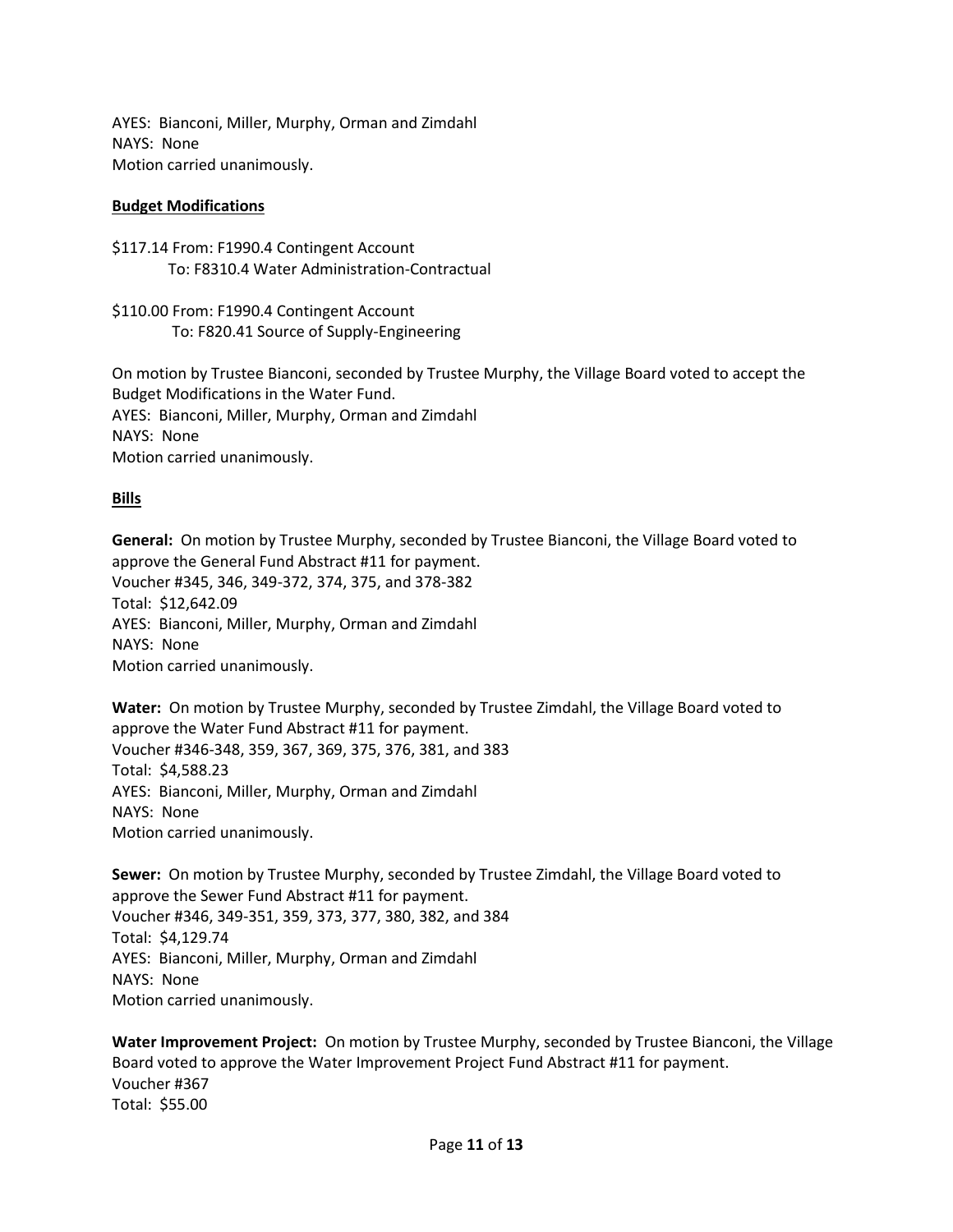AYES: Bianconi, Miller, Murphy, Orman and Zimdahl
NAYS: None
Motion carried unanimously.

**Budget Modifications**

$117.14 From: F1990.4 Contingent Account
To: F8310.4 Water Administration-Contractual

$110.00 From: F1990.4 Contingent Account
To: F820.41 Source of Supply-Engineering

On motion by Trustee Bianconi, seconded by Trustee Murphy, the Village Board voted to accept the Budget Modifications in the Water Fund.
AYES: Bianconi, Miller, Murphy, Orman and Zimdahl
NAYS: None
Motion carried unanimously.

**Bills**

**General:** On motion by Trustee Murphy, seconded by Trustee Bianconi, the Village Board voted to approve the General Fund Abstract #11 for payment.
Voucher #345, 346, 349-372, 374, 375, and 378-382
Total: $12,642.09
AYES: Bianconi, Miller, Murphy, Orman and Zimdahl
NAYS: None
Motion carried unanimously.

**Water:** On motion by Trustee Murphy, seconded by Trustee Zimdahl, the Village Board voted to approve the Water Fund Abstract #11 for payment.
Voucher #346-348, 359, 367, 369, 375, 376, 381, and 383
Total: $4,588.23
AYES: Bianconi, Miller, Murphy, Orman and Zimdahl
NAYS: None
Motion carried unanimously.

**Sewer:** On motion by Trustee Murphy, seconded by Trustee Zimdahl, the Village Board voted to approve the Sewer Fund Abstract #11 for payment.
Voucher #346, 349-351, 359, 373, 377, 380, 382, and 384
Total: $4,129.74
AYES: Bianconi, Miller, Murphy, Orman and Zimdahl
NAYS: None
Motion carried unanimously.

**Water Improvement Project:** On motion by Trustee Murphy, seconded by Trustee Bianconi, the Village Board voted to approve the Water Improvement Project Fund Abstract #11 for payment.
Voucher #367
Total: $55.00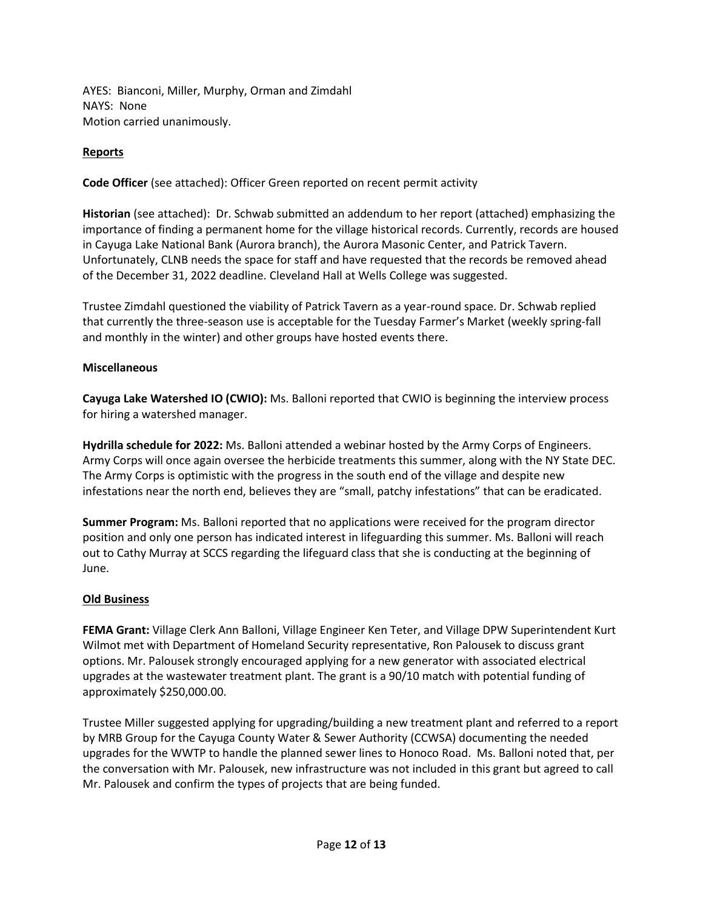AYES: Bianconi, Miller, Murphy, Orman and Zimdahl
NAYS: None
Motion carried unanimously.

**Reports**

**Code Officer** (see attached): Officer Green reported on recent permit activity

**Historian** (see attached): Dr. Schwab submitted an addendum to her report (attached) emphasizing the importance of finding a permanent home for the village historical records. Currently, records are housed in Cayuga Lake National Bank (Aurora branch), the Aurora Masonic Center, and Patrick Tavern. Unfortunately, CLNB needs the space for staff and have requested that the records be removed ahead of the December 31, 2022 deadline. Cleveland Hall at Wells College was suggested.

Trustee Zimdahl questioned the viability of Patrick Tavern as a year-round space. Dr. Schwab replied that currently the three-season use is acceptable for the Tuesday Farmer's Market (weekly spring-fall and monthly in the winter) and other groups have hosted events there.

**Miscellaneous**

**Cayuga Lake Watershed IO (CWIO):** Ms. Balloni reported that CWIO is beginning the interview process for hiring a watershed manager.

**Hydrilla schedule for 2022:** Ms. Balloni attended a webinar hosted by the Army Corps of Engineers. Army Corps will once again oversee the herbicide treatments this summer, along with the NY State DEC. The Army Corps is optimistic with the progress in the south end of the village and despite new infestations near the north end, believes they are "small, patchy infestations" that can be eradicated.

**Summer Program:** Ms. Balloni reported that no applications were received for the program director position and only one person has indicated interest in lifeguarding this summer. Ms. Balloni will reach out to Cathy Murray at SCCS regarding the lifeguard class that she is conducting at the beginning of June.

**Old Business**

**FEMA Grant:** Village Clerk Ann Balloni, Village Engineer Ken Teter, and Village DPW Superintendent Kurt Wilmot met with Department of Homeland Security representative, Ron Palousek to discuss grant options. Mr. Palousek strongly encouraged applying for a new generator with associated electrical upgrades at the wastewater treatment plant. The grant is a 90/10 match with potential funding of approximately $250,000.00.

Trustee Miller suggested applying for upgrading/building a new treatment plant and referred to a report by MRB Group for the Cayuga County Water & Sewer Authority (CCWSA) documenting the needed upgrades for the WWTP to handle the planned sewer lines to Honoco Road. Ms. Balloni noted that, per the conversation with Mr. Palousek, new infrastructure was not included in this grant but agreed to call Mr. Palousek and confirm the types of projects that are being funded.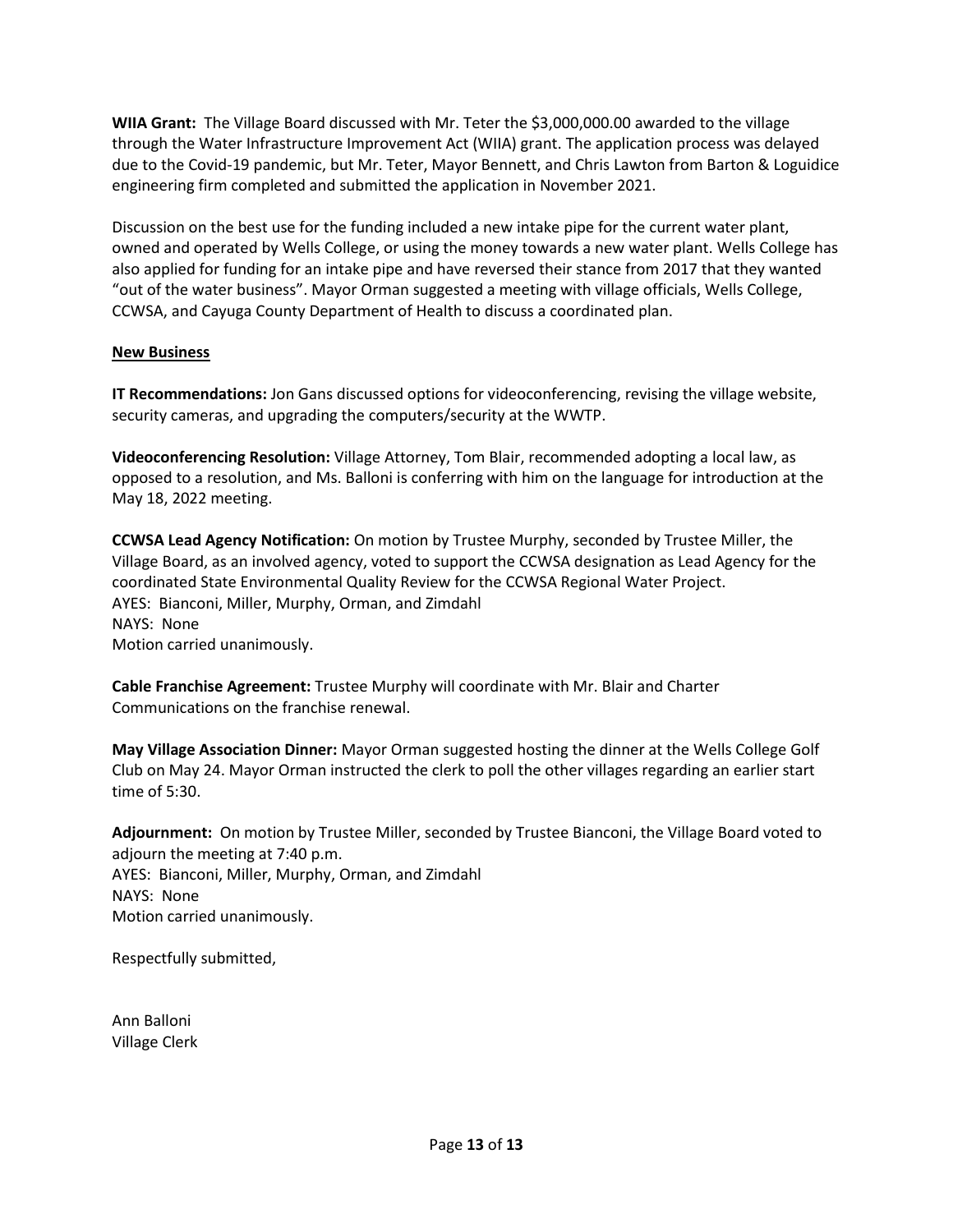**WIIA Grant:** The Village Board discussed with Mr. Teter the $3,000,000.00 awarded to the village through the Water Infrastructure Improvement Act (WIIA) grant. The application process was delayed due to the Covid-19 pandemic, but Mr. Teter, Mayor Bennett, and Chris Lawton from Barton & Loguidice engineering firm completed and submitted the application in November 2021.

Discussion on the best use for the funding included a new intake pipe for the current water plant, owned and operated by Wells College, or using the money towards a new water plant. Wells College has also applied for funding for an intake pipe and have reversed their stance from 2017 that they wanted "out of the water business". Mayor Orman suggested a meeting with village officials, Wells College, CCWSA, and Cayuga County Department of Health to discuss a coordinated plan.

**New Business**

**IT Recommendations:** Jon Gans discussed options for videoconferencing, revising the village website, security cameras, and upgrading the computers/security at the WWTP.

**Videoconferencing Resolution:** Village Attorney, Tom Blair, recommended adopting a local law, as opposed to a resolution, and Ms. Balloni is conferring with him on the language for introduction at the May 18, 2022 meeting.

**CCWSA Lead Agency Notification:** On motion by Trustee Murphy, seconded by Trustee Miller, the Village Board, as an involved agency, voted to support the CCWSA designation as Lead Agency for the coordinated State Environmental Quality Review for the CCWSA Regional Water Project.
AYES: Bianconi, Miller, Murphy, Orman, and Zimdahl
NAYS: None
Motion carried unanimously.

**Cable Franchise Agreement:** Trustee Murphy will coordinate with Mr. Blair and Charter Communications on the franchise renewal.

**May Village Association Dinner:** Mayor Orman suggested hosting the dinner at the Wells College Golf Club on May 24. Mayor Orman instructed the clerk to poll the other villages regarding an earlier start time of 5:30.

**Adjournment:** On motion by Trustee Miller, seconded by Trustee Bianconi, the Village Board voted to adjourn the meeting at 7:40 p.m.
AYES: Bianconi, Miller, Murphy, Orman, and Zimdahl
NAYS: None
Motion carried unanimously.

Respectfully submitted,

Ann Balloni
Village Clerk